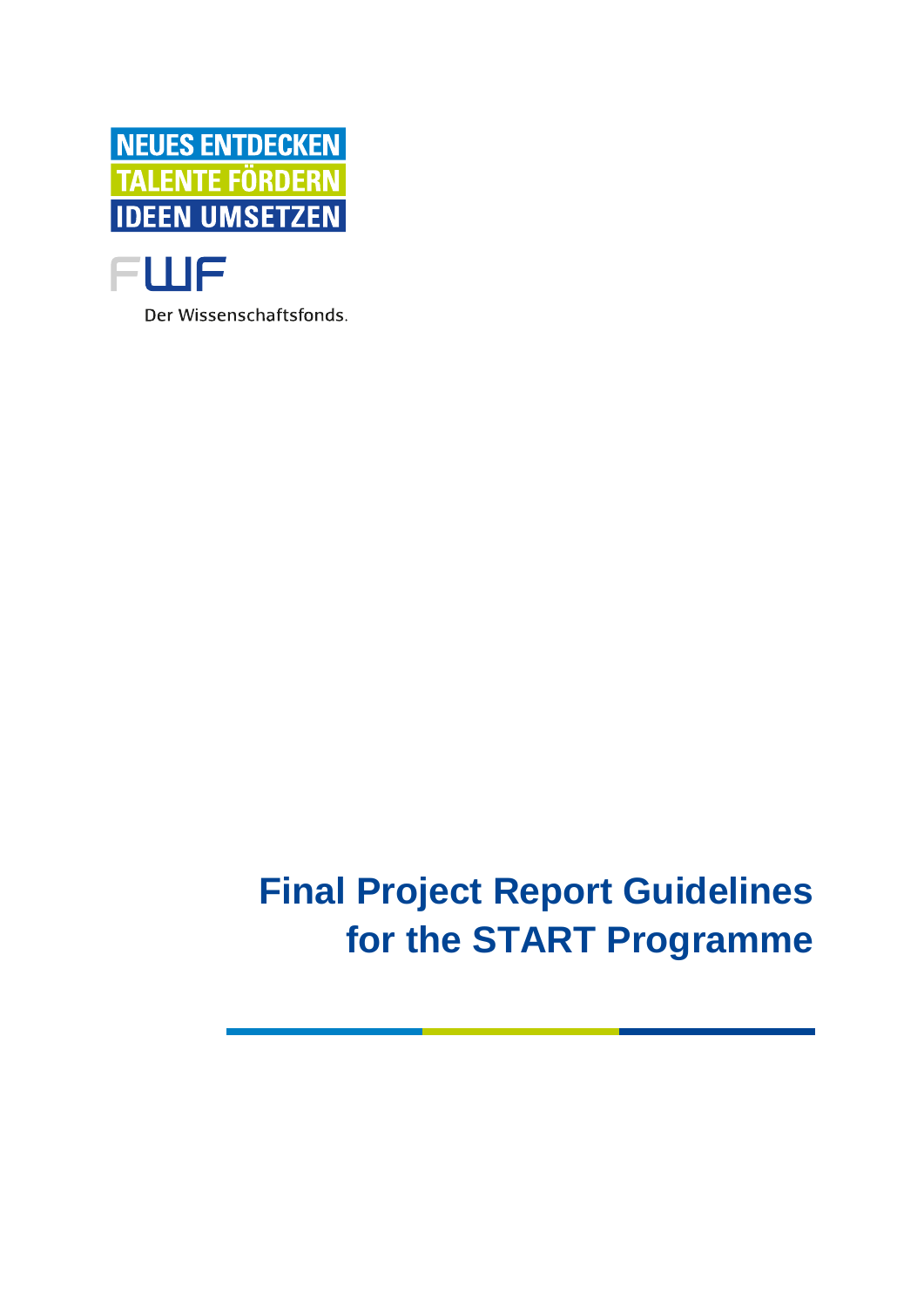NEUES ENTDECKEN
TALENTE FÖRDERN
IDEEN UMSETZEN

FWF

Der Wissenschaftsfonds.

# Final Project Report Guidelines for the START Programme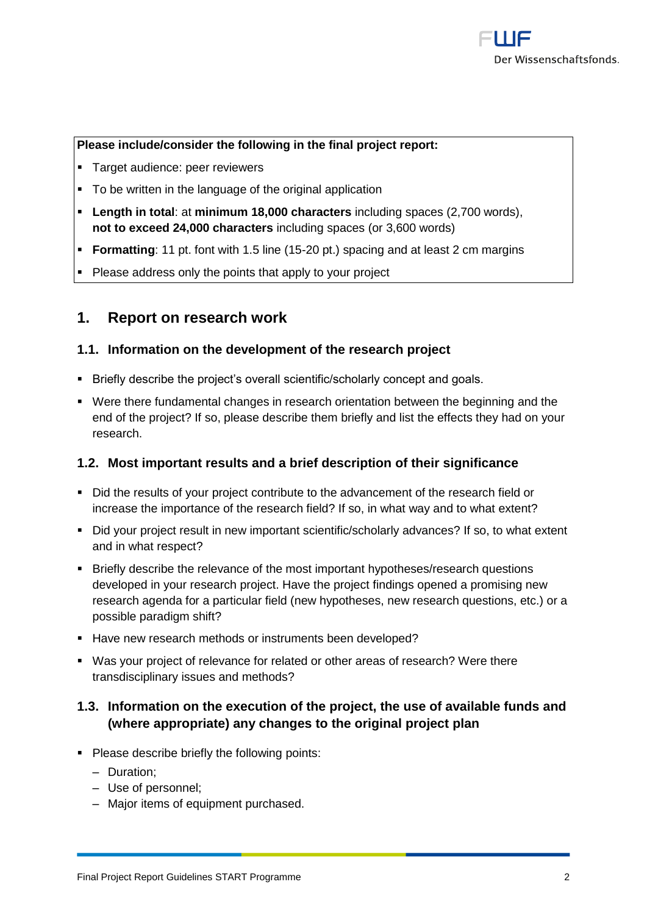**Please include/consider the following in the final project report:**

- Target audience: peer reviewers
- To be written in the language of the original application
- **Length in total**: at **minimum 18,000 characters** including spaces (2,700 words), **not to exceed 24,000 characters** including spaces (or 3,600 words)
- **Formatting**: 11 pt. font with 1.5 line (15-20 pt.) spacing and at least 2 cm margins
- Please address only the points that apply to your project

## 1. Report on research work

### 1.1. Information on the development of the research project

- Briefly describe the project's overall scientific/scholarly concept and goals.
- Were there fundamental changes in research orientation between the beginning and the end of the project? If so, please describe them briefly and list the effects they had on your research.

### 1.2. Most important results and a brief description of their significance

- Did the results of your project contribute to the advancement of the research field or increase the importance of the research field? If so, in what way and to what extent?
- Did your project result in new important scientific/scholarly advances? If so, to what extent and in what respect?
- Briefly describe the relevance of the most important hypotheses/research questions developed in your research project. Have the project findings opened a promising new research agenda for a particular field (new hypotheses, new research questions, etc.) or a possible paradigm shift?
- Have new research methods or instruments been developed?
- Was your project of relevance for related or other areas of research? Were there transdisciplinary issues and methods?

### 1.3. Information on the execution of the project, the use of available funds and (where appropriate) any changes to the original project plan

- Please describe briefly the following points:
  - Duration;
  - Use of personnel;
  - Major items of equipment purchased.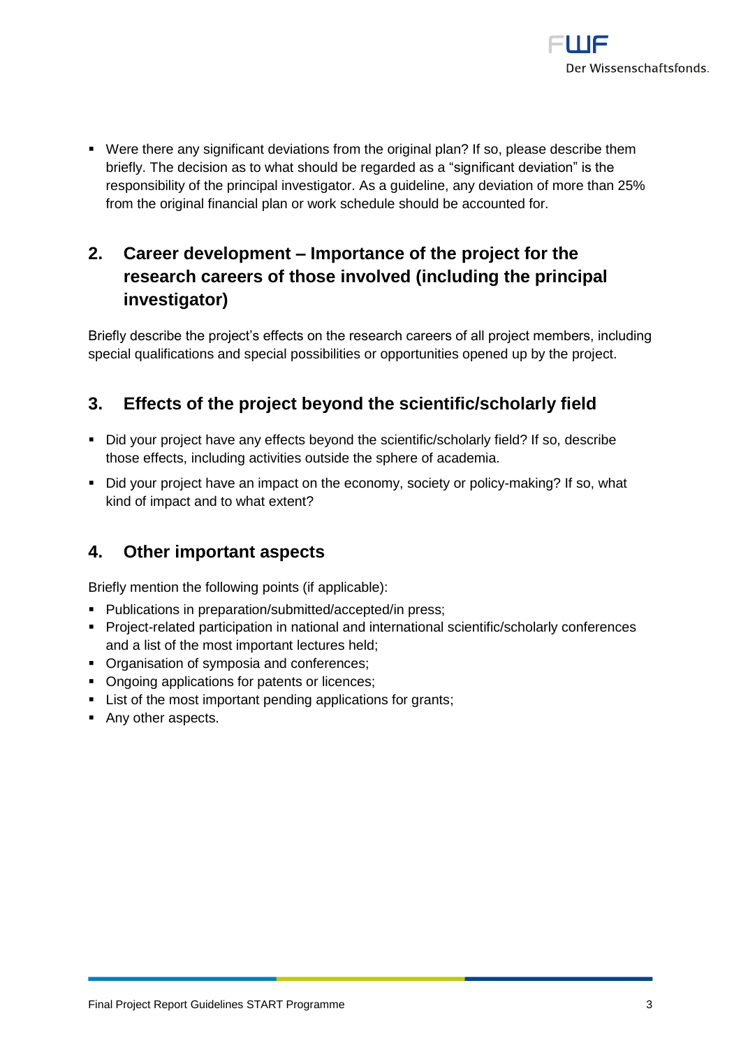- Were there any significant deviations from the original plan? If so, please describe them briefly. The decision as to what should be regarded as a “significant deviation” is the responsibility of the principal investigator. As a guideline, any deviation of more than 25% from the original financial plan or work schedule should be accounted for.

## 2. Career development – Importance of the project for the research careers of those involved (including the principal investigator)

Briefly describe the project’s effects on the research careers of all project members, including special qualifications and special possibilities or opportunities opened up by the project.

## 3. Effects of the project beyond the scientific/scholarly field

- Did your project have any effects beyond the scientific/scholarly field? If so, describe those effects, including activities outside the sphere of academia.
- Did your project have an impact on the economy, society or policy-making? If so, what kind of impact and to what extent?

## 4. Other important aspects

Briefly mention the following points (if applicable):

- Publications in preparation/submitted/accepted/in press;
- Project-related participation in national and international scientific/scholarly conferences and a list of the most important lectures held;
- Organisation of symposia and conferences;
- Ongoing applications for patents or licences;
- List of the most important pending applications for grants;
- Any other aspects.